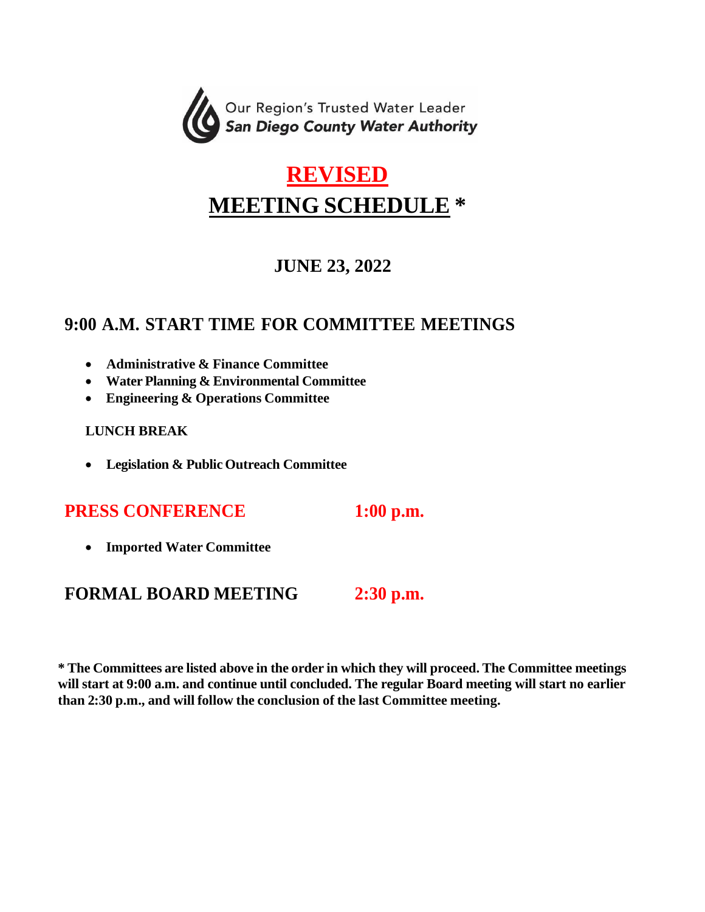Our Region's Trusted Water Leader
***San Diego County Water Authority***

# REVISED

# MEETING SCHEDULE *

## JUNE 23, 2022

## 9:00 A.M. START TIME FOR COMMITTEE MEETINGS

- **Administrative & Finance Committee**
- **Water Planning & Environmental Committee**
- **Engineering & Operations Committee**

**LUNCH BREAK**

- **Legislation & Public Outreach Committee**

## PRESS CONFERENCE 1:00 p.m.

- **Imported Water Committee**

## FORMAL BOARD MEETING 2:30 p.m.

**\* The Committees are listed above in the order in which they will proceed. The Committee meetings will start at 9:00 a.m. and continue until concluded. The regular Board meeting will start no earlier than 2:30 p.m., and will follow the conclusion of the last Committee meeting.**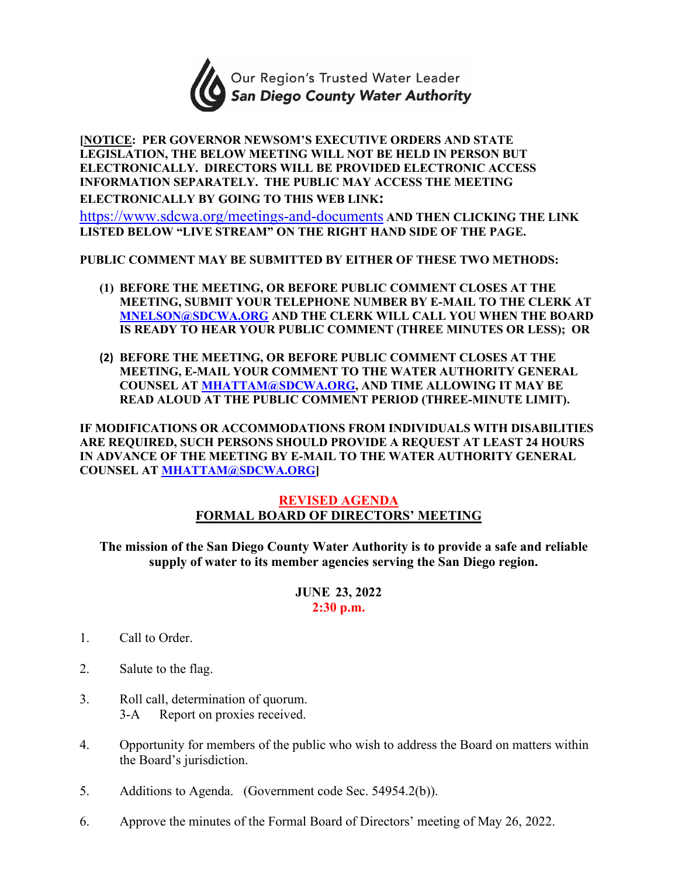Our Region's Trusted Water Leader
*San Diego County Water Authority*

**[NOTICE: PER GOVERNOR NEWSOM'S EXECUTIVE ORDERS AND STATE LEGISLATION, THE BELOW MEETING WILL NOT BE HELD IN PERSON BUT ELECTRONICALLY. DIRECTORS WILL BE PROVIDED ELECTRONIC ACCESS INFORMATION SEPARATELY. THE PUBLIC MAY ACCESS THE MEETING ELECTRONICALLY BY GOING TO THIS WEB LINK:**
https://www.sdcwa.org/meetings-and-documents **AND THEN CLICKING THE LINK LISTED BELOW "LIVE STREAM" ON THE RIGHT HAND SIDE OF THE PAGE.**

**PUBLIC COMMENT MAY BE SUBMITTED BY EITHER OF THESE TWO METHODS:**

1. **BEFORE THE MEETING, OR BEFORE PUBLIC COMMENT CLOSES AT THE MEETING, SUBMIT YOUR TELEPHONE NUMBER BY E-MAIL TO THE CLERK AT MNELSON@SDCWA.ORG AND THE CLERK WILL CALL YOU WHEN THE BOARD IS READY TO HEAR YOUR PUBLIC COMMENT (THREE MINUTES OR LESS); OR**

2. **BEFORE THE MEETING, OR BEFORE PUBLIC COMMENT CLOSES AT THE MEETING, E-MAIL YOUR COMMENT TO THE WATER AUTHORITY GENERAL COUNSEL AT MHATTAM@SDCWA.ORG, AND TIME ALLOWING IT MAY BE READ ALOUD AT THE PUBLIC COMMENT PERIOD (THREE-MINUTE LIMIT).**

**IF MODIFICATIONS OR ACCOMMODATIONS FROM INDIVIDUALS WITH DISABILITIES ARE REQUIRED, SUCH PERSONS SHOULD PROVIDE A REQUEST AT LEAST 24 HOURS IN ADVANCE OF THE MEETING BY E-MAIL TO THE WATER AUTHORITY GENERAL COUNSEL AT MHATTAM@SDCWA.ORG]**

## REVISED AGENDA
## FORMAL BOARD OF DIRECTORS' MEETING

**The mission of the San Diego County Water Authority is to provide a safe and reliable supply of water to its member agencies serving the San Diego region.**

**JUNE 23, 2022**
**2:30 p.m.**

1. Call to Order.

2. Salute to the flag.

3. Roll call, determination of quorum.
   3-A Report on proxies received.

4. Opportunity for members of the public who wish to address the Board on matters within the Board's jurisdiction.

5. Additions to Agenda. (Government code Sec. 54954.2(b)).

6. Approve the minutes of the Formal Board of Directors' meeting of May 26, 2022.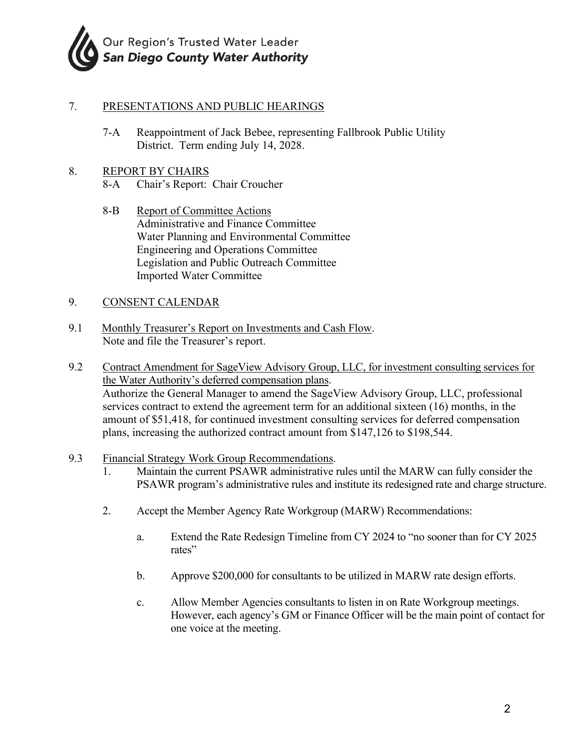Our Region's Trusted Water Leader
***San Diego County Water Authority***

7. PRESENTATIONS AND PUBLIC HEARINGS

   7-A Reappointment of Jack Bebee, representing Fallbrook Public Utility District. Term ending July 14, 2028.

8. REPORT BY CHAIRS

   8-A Chair's Report: Chair Croucher

   8-B Report of Committee Actions
   Administrative and Finance Committee
   Water Planning and Environmental Committee
   Engineering and Operations Committee
   Legislation and Public Outreach Committee
   Imported Water Committee

9. CONSENT CALENDAR

9.1 Monthly Treasurer's Report on Investments and Cash Flow.
Note and file the Treasurer's report.

9.2 Contract Amendment for SageView Advisory Group, LLC, for investment consulting services for the Water Authority's deferred compensation plans.
Authorize the General Manager to amend the SageView Advisory Group, LLC, professional services contract to extend the agreement term for an additional sixteen (16) months, in the amount of $51,418, for continued investment consulting services for deferred compensation plans, increasing the authorized contract amount from $147,126 to $198,544.

9.3 Financial Strategy Work Group Recommendations.

   1. Maintain the current PSAWR administrative rules until the MARW can fully consider the PSAWR program's administrative rules and institute its redesigned rate and charge structure.

   2. Accept the Member Agency Rate Workgroup (MARW) Recommendations:

      a. Extend the Rate Redesign Timeline from CY 2024 to "no sooner than for CY 2025 rates"

      b. Approve $200,000 for consultants to be utilized in MARW rate design efforts.

      c. Allow Member Agencies consultants to listen in on Rate Workgroup meetings. However, each agency's GM or Finance Officer will be the main point of contact for one voice at the meeting.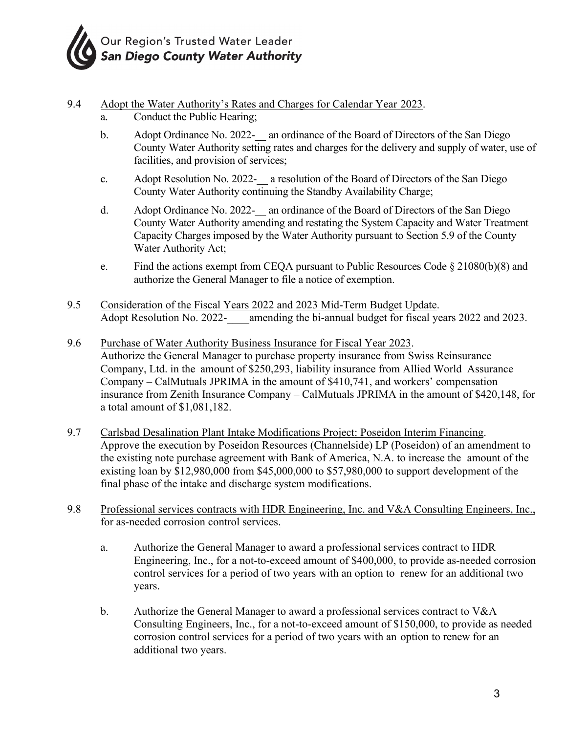Our Region's Trusted Water Leader
***San Diego County Water Authority***

9.4 Adopt the Water Authority's Rates and Charges for Calendar Year 2023.

a. Conduct the Public Hearing;

b. Adopt Ordinance No. 2022-__ an ordinance of the Board of Directors of the San Diego County Water Authority setting rates and charges for the delivery and supply of water, use of facilities, and provision of services;

c. Adopt Resolution No. 2022-__ a resolution of the Board of Directors of the San Diego County Water Authority continuing the Standby Availability Charge;

d. Adopt Ordinance No. 2022-__ an ordinance of the Board of Directors of the San Diego County Water Authority amending and restating the System Capacity and Water Treatment Capacity Charges imposed by the Water Authority pursuant to Section 5.9 of the County Water Authority Act;

e. Find the actions exempt from CEQA pursuant to Public Resources Code § 21080(b)(8) and authorize the General Manager to file a notice of exemption.

9.5 Consideration of the Fiscal Years 2022 and 2023 Mid-Term Budget Update.
Adopt Resolution No. 2022-____amending the bi-annual budget for fiscal years 2022 and 2023.

9.6 Purchase of Water Authority Business Insurance for Fiscal Year 2023.
Authorize the General Manager to purchase property insurance from Swiss Reinsurance Company, Ltd. in the amount of $250,293, liability insurance from Allied World Assurance Company – CalMutuals JPRIMA in the amount of $410,741, and workers' compensation insurance from Zenith Insurance Company – CalMutuals JPRIMA in the amount of $420,148, for a total amount of $1,081,182.

9.7 Carlsbad Desalination Plant Intake Modifications Project: Poseidon Interim Financing.
Approve the execution by Poseidon Resources (Channelside) LP (Poseidon) of an amendment to the existing note purchase agreement with Bank of America, N.A. to increase the amount of the existing loan by $12,980,000 from $45,000,000 to $57,980,000 to support development of the final phase of the intake and discharge system modifications.

9.8 Professional services contracts with HDR Engineering, Inc. and V&A Consulting Engineers, Inc., for as-needed corrosion control services.

a. Authorize the General Manager to award a professional services contract to HDR Engineering, Inc., for a not-to-exceed amount of $400,000, to provide as-needed corrosion control services for a period of two years with an option to renew for an additional two years.

b. Authorize the General Manager to award a professional services contract to V&A Consulting Engineers, Inc., for a not-to-exceed amount of $150,000, to provide as needed corrosion control services for a period of two years with an option to renew for an additional two years.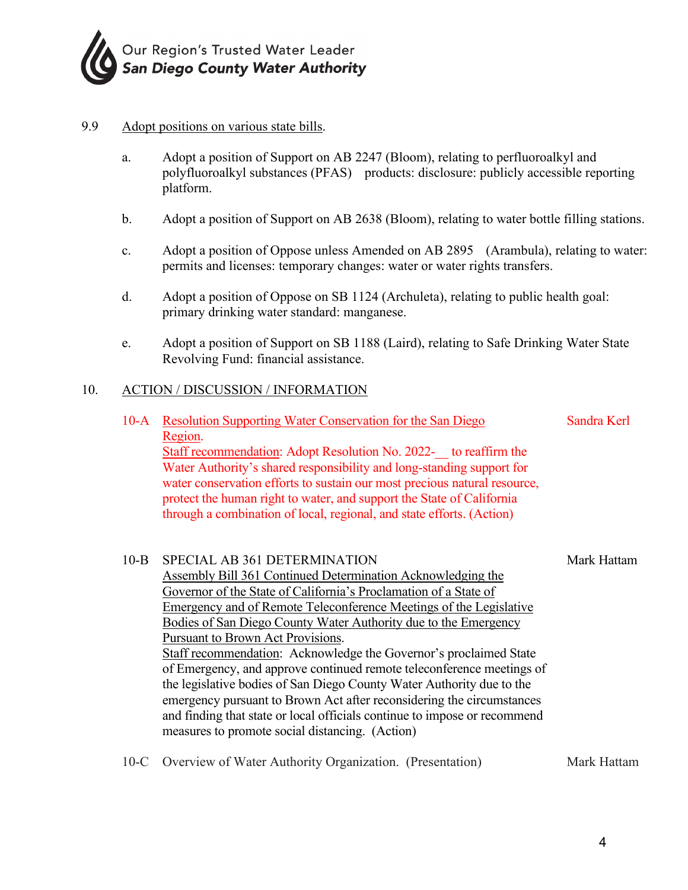9.9 Adopt positions on various state bills.

a. Adopt a position of Support on AB 2247 (Bloom), relating to perfluoroalkyl and polyfluoroalkyl substances (PFAS) products: disclosure: publicly accessible reporting platform.

b. Adopt a position of Support on AB 2638 (Bloom), relating to water bottle filling stations.

c. Adopt a position of Oppose unless Amended on AB 2895 (Arambula), relating to water: permits and licenses: temporary changes: water or water rights transfers.

d. Adopt a position of Oppose on SB 1124 (Archuleta), relating to public health goal: primary drinking water standard: manganese.

e. Adopt a position of Support on SB 1188 (Laird), relating to Safe Drinking Water State Revolving Fund: financial assistance.

## 10. ACTION / DISCUSSION / INFORMATION

**10-A** Resolution Supporting Water Conservation for the San Diego Region. — Sandra Kerl

Staff recommendation: Adopt Resolution No. 2022-__ to reaffirm the Water Authority's shared responsibility and long-standing support for water conservation efforts to sustain our most precious natural resource, protect the human right to water, and support the State of California through a combination of local, regional, and state efforts. (Action)

**10-B** SPECIAL AB 361 DETERMINATION — Mark Hattam

Assembly Bill 361 Continued Determination Acknowledging the Governor of the State of California's Proclamation of a State of Emergency and of Remote Teleconference Meetings of the Legislative Bodies of San Diego County Water Authority due to the Emergency Pursuant to Brown Act Provisions.

Staff recommendation: Acknowledge the Governor's proclaimed State of Emergency, and approve continued remote teleconference meetings of the legislative bodies of San Diego County Water Authority due to the emergency pursuant to Brown Act after reconsidering the circumstances and finding that state or local officials continue to impose or recommend measures to promote social distancing. (Action)

**10-C** Overview of Water Authority Organization. (Presentation) — Mark Hattam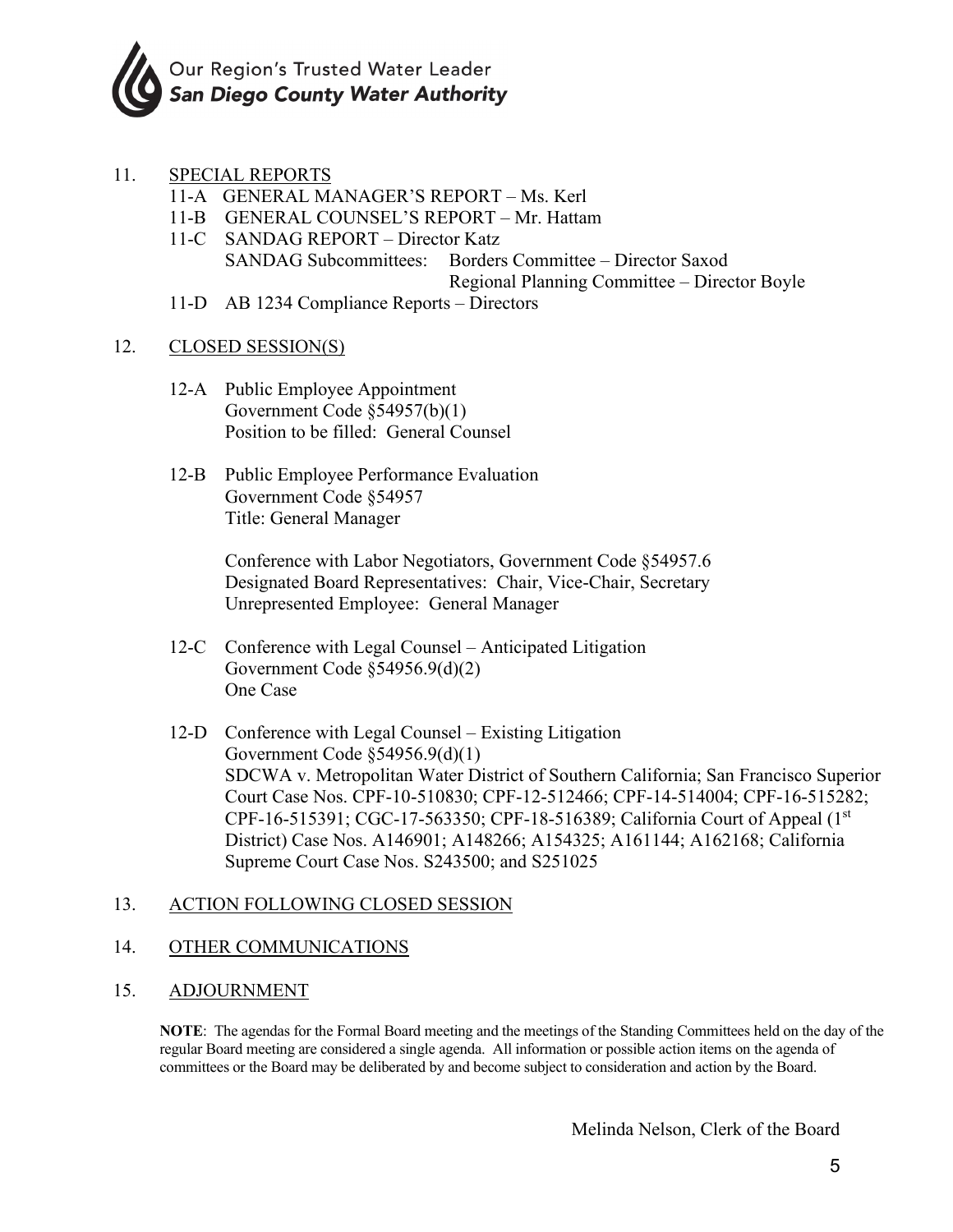Our Region's Trusted Water Leader
**San Diego County Water Authority**

11. SPECIAL REPORTS
    - 11-A GENERAL MANAGER'S REPORT – Ms. Kerl
    - 11-B GENERAL COUNSEL'S REPORT – Mr. Hattam
    - 11-C SANDAG REPORT – Director Katz
      SANDAG Subcommittees: Borders Committee – Director Saxod
      Regional Planning Committee – Director Boyle
    - 11-D AB 1234 Compliance Reports – Directors

12. CLOSED SESSION(S)

    12-A Public Employee Appointment
    Government Code §54957(b)(1)
    Position to be filled: General Counsel

    12-B Public Employee Performance Evaluation
    Government Code §54957
    Title: General Manager

    Conference with Labor Negotiators, Government Code §54957.6
    Designated Board Representatives: Chair, Vice-Chair, Secretary
    Unrepresented Employee: General Manager

    12-C Conference with Legal Counsel – Anticipated Litigation
    Government Code §54956.9(d)(2)
    One Case

    12-D Conference with Legal Counsel – Existing Litigation
    Government Code §54956.9(d)(1)
    SDCWA v. Metropolitan Water District of Southern California; San Francisco Superior Court Case Nos. CPF-10-510830; CPF-12-512466; CPF-14-514004; CPF-16-515282; CPF-16-515391; CGC-17-563350; CPF-18-516389; California Court of Appeal (1st District) Case Nos. A146901; A148266; A154325; A161144; A162168; California Supreme Court Case Nos. S243500; and S251025

13. ACTION FOLLOWING CLOSED SESSION

14. OTHER COMMUNICATIONS

15. ADJOURNMENT

**NOTE**: The agendas for the Formal Board meeting and the meetings of the Standing Committees held on the day of the regular Board meeting are considered a single agenda. All information or possible action items on the agenda of committees or the Board may be deliberated by and become subject to consideration and action by the Board.

Melinda Nelson, Clerk of the Board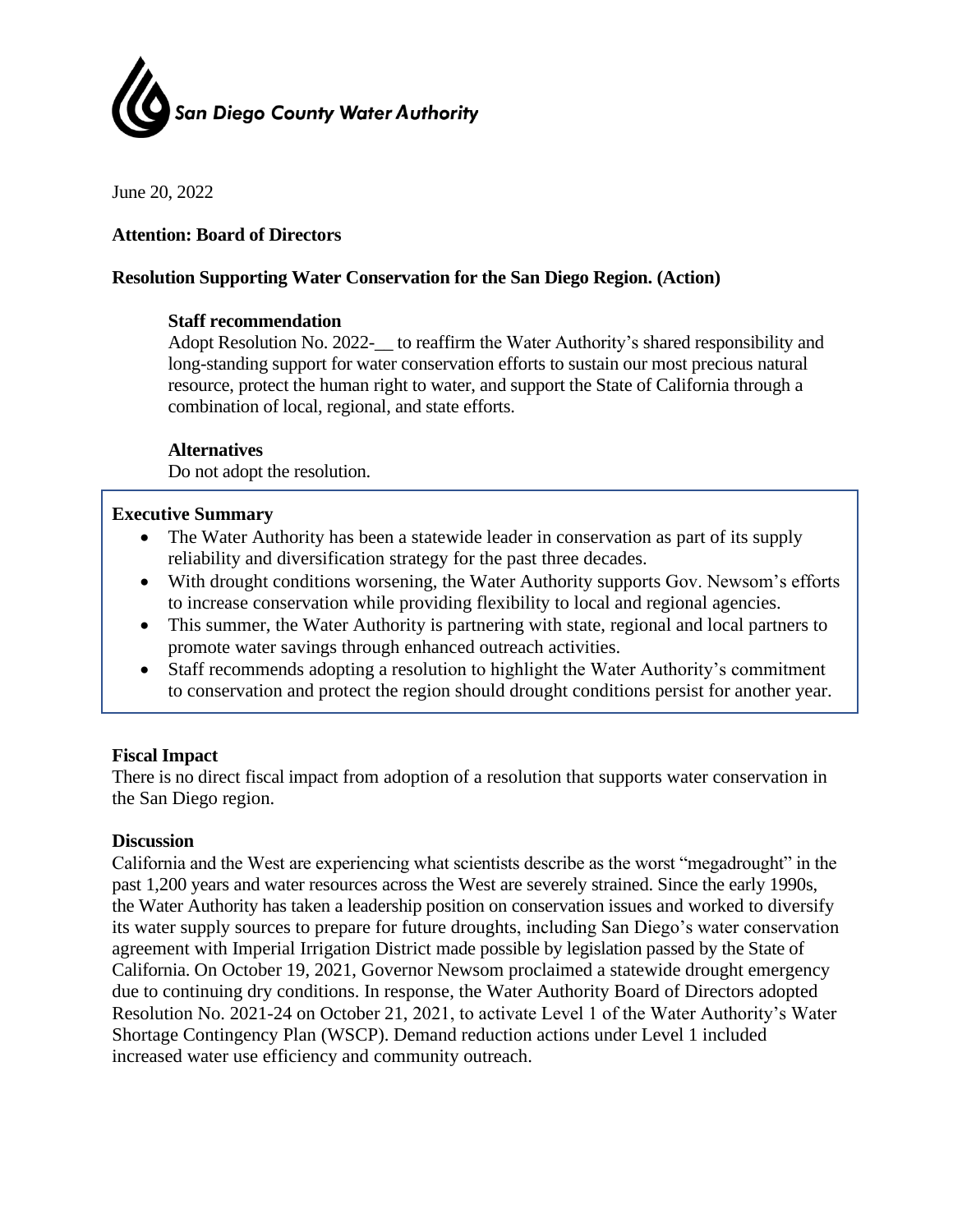San Diego County Water Authority

June 20, 2022

**Attention: Board of Directors**

**Resolution Supporting Water Conservation for the San Diego Region. (Action)**

**Staff recommendation**

Adopt Resolution No. 2022-__ to reaffirm the Water Authority's shared responsibility and long-standing support for water conservation efforts to sustain our most precious natural resource, protect the human right to water, and support the State of California through a combination of local, regional, and state efforts.

**Alternatives**

Do not adopt the resolution.

**Executive Summary**

- The Water Authority has been a statewide leader in conservation as part of its supply reliability and diversification strategy for the past three decades.
- With drought conditions worsening, the Water Authority supports Gov. Newsom's efforts to increase conservation while providing flexibility to local and regional agencies.
- This summer, the Water Authority is partnering with state, regional and local partners to promote water savings through enhanced outreach activities.
- Staff recommends adopting a resolution to highlight the Water Authority's commitment to conservation and protect the region should drought conditions persist for another year.

**Fiscal Impact**

There is no direct fiscal impact from adoption of a resolution that supports water conservation in the San Diego region.

**Discussion**

California and the West are experiencing what scientists describe as the worst "megadrought" in the past 1,200 years and water resources across the West are severely strained. Since the early 1990s, the Water Authority has taken a leadership position on conservation issues and worked to diversify its water supply sources to prepare for future droughts, including San Diego's water conservation agreement with Imperial Irrigation District made possible by legislation passed by the State of California. On October 19, 2021, Governor Newsom proclaimed a statewide drought emergency due to continuing dry conditions. In response, the Water Authority Board of Directors adopted Resolution No. 2021-24 on October 21, 2021, to activate Level 1 of the Water Authority's Water Shortage Contingency Plan (WSCP). Demand reduction actions under Level 1 included increased water use efficiency and community outreach.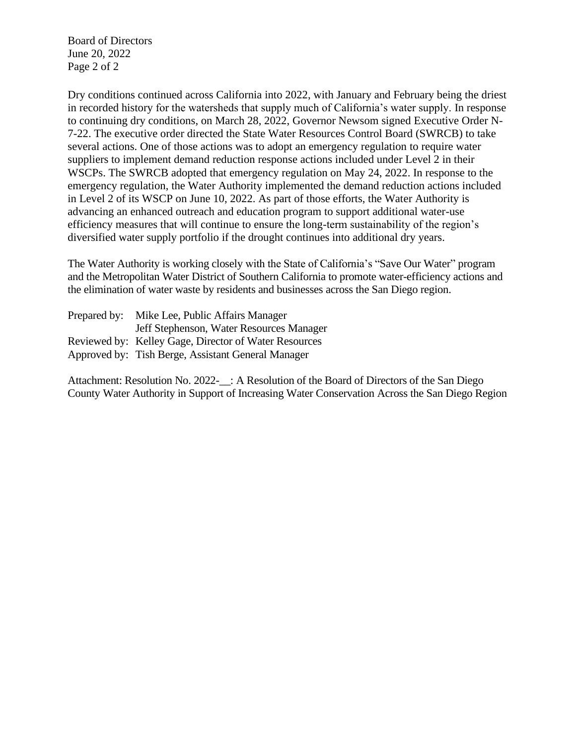Dry conditions continued across California into 2022, with January and February being the driest in recorded history for the watersheds that supply much of California's water supply. In response to continuing dry conditions, on March 28, 2022, Governor Newsom signed Executive Order N-7-22. The executive order directed the State Water Resources Control Board (SWRCB) to take several actions. One of those actions was to adopt an emergency regulation to require water suppliers to implement demand reduction response actions included under Level 2 in their WSCPs. The SWRCB adopted that emergency regulation on May 24, 2022. In response to the emergency regulation, the Water Authority implemented the demand reduction actions included in Level 2 of its WSCP on June 10, 2022. As part of those efforts, the Water Authority is advancing an enhanced outreach and education program to support additional water-use efficiency measures that will continue to ensure the long-term sustainability of the region's diversified water supply portfolio if the drought continues into additional dry years.

The Water Authority is working closely with the State of California's "Save Our Water" program and the Metropolitan Water District of Southern California to promote water-efficiency actions and the elimination of water waste by residents and businesses across the San Diego region.

Prepared by: Mike Lee, Public Affairs Manager
Jeff Stephenson, Water Resources Manager
Reviewed by: Kelley Gage, Director of Water Resources
Approved by: Tish Berge, Assistant General Manager

Attachment: Resolution No. 2022-__: A Resolution of the Board of Directors of the San Diego County Water Authority in Support of Increasing Water Conservation Across the San Diego Region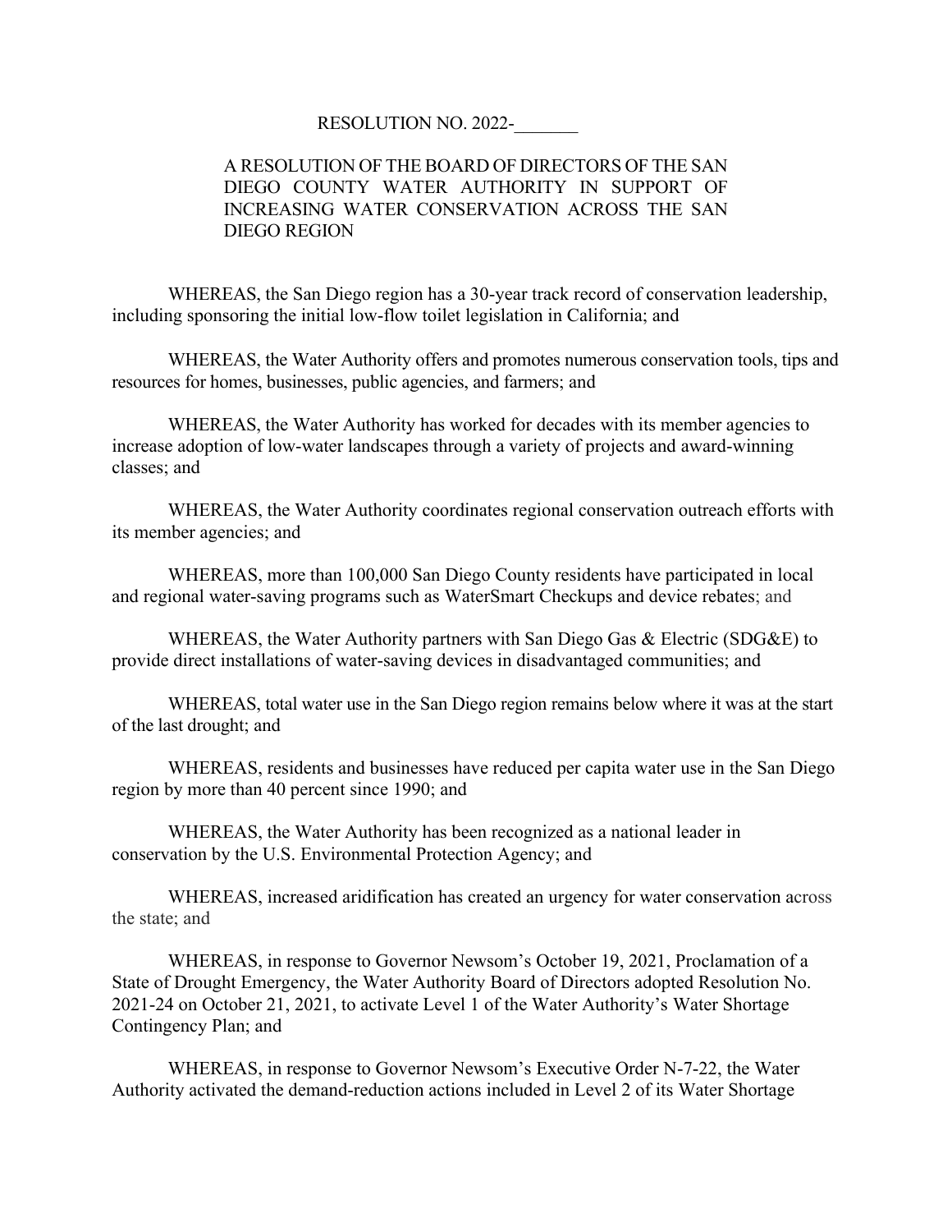RESOLUTION NO. 2022-_______

A RESOLUTION OF THE BOARD OF DIRECTORS OF THE SAN DIEGO COUNTY WATER AUTHORITY IN SUPPORT OF INCREASING WATER CONSERVATION ACROSS THE SAN DIEGO REGION

WHEREAS, the San Diego region has a 30-year track record of conservation leadership, including sponsoring the initial low-flow toilet legislation in California; and

WHEREAS, the Water Authority offers and promotes numerous conservation tools, tips and resources for homes, businesses, public agencies, and farmers; and

WHEREAS, the Water Authority has worked for decades with its member agencies to increase adoption of low-water landscapes through a variety of projects and award-winning classes; and

WHEREAS, the Water Authority coordinates regional conservation outreach efforts with its member agencies; and

WHEREAS, more than 100,000 San Diego County residents have participated in local and regional water-saving programs such as WaterSmart Checkups and device rebates; and

WHEREAS, the Water Authority partners with San Diego Gas & Electric (SDG&E) to provide direct installations of water-saving devices in disadvantaged communities; and

WHEREAS, total water use in the San Diego region remains below where it was at the start of the last drought; and

WHEREAS, residents and businesses have reduced per capita water use in the San Diego region by more than 40 percent since 1990; and

WHEREAS, the Water Authority has been recognized as a national leader in conservation by the U.S. Environmental Protection Agency; and

WHEREAS, increased aridification has created an urgency for water conservation across the state; and

WHEREAS, in response to Governor Newsom's October 19, 2021, Proclamation of a State of Drought Emergency, the Water Authority Board of Directors adopted Resolution No. 2021-24 on October 21, 2021, to activate Level 1 of the Water Authority's Water Shortage Contingency Plan; and

WHEREAS, in response to Governor Newsom's Executive Order N-7-22, the Water Authority activated the demand-reduction actions included in Level 2 of its Water Shortage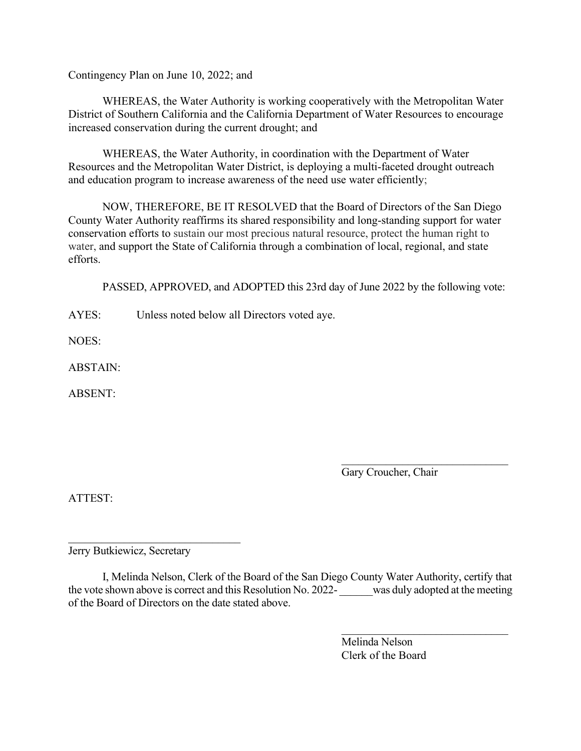Contingency Plan on June 10, 2022; and

WHEREAS, the Water Authority is working cooperatively with the Metropolitan Water District of Southern California and the California Department of Water Resources to encourage increased conservation during the current drought; and

WHEREAS, the Water Authority, in coordination with the Department of Water Resources and the Metropolitan Water District, is deploying a multi-faceted drought outreach and education program to increase awareness of the need use water efficiently;

NOW, THEREFORE, BE IT RESOLVED that the Board of Directors of the San Diego County Water Authority reaffirms its shared responsibility and long-standing support for water conservation efforts to sustain our most precious natural resource, protect the human right to water, and support the State of California through a combination of local, regional, and state efforts.

PASSED, APPROVED, and ADOPTED this 23rd day of June 2022 by the following vote:

AYES: Unless noted below all Directors voted aye.

NOES:

ABSTAIN:

ABSENT:

\_\_\_\_\_\_\_\_\_\_\_\_\_\_\_\_\_\_\_\_\_\_\_\_\_\_\_\_\_\_
Gary Croucher, Chair

ATTEST:

\_\_\_\_\_\_\_\_\_\_\_\_\_\_\_\_\_\_\_\_\_\_\_\_\_\_\_\_\_\_
Jerry Butkiewicz, Secretary

I, Melinda Nelson, Clerk of the Board of the San Diego County Water Authority, certify that the vote shown above is correct and this Resolution No. 2022- \_\_\_\_\_\_ was duly adopted at the meeting of the Board of Directors on the date stated above.

\_\_\_\_\_\_\_\_\_\_\_\_\_\_\_\_\_\_\_\_\_\_\_\_\_\_\_\_\_\_
Melinda Nelson
Clerk of the Board